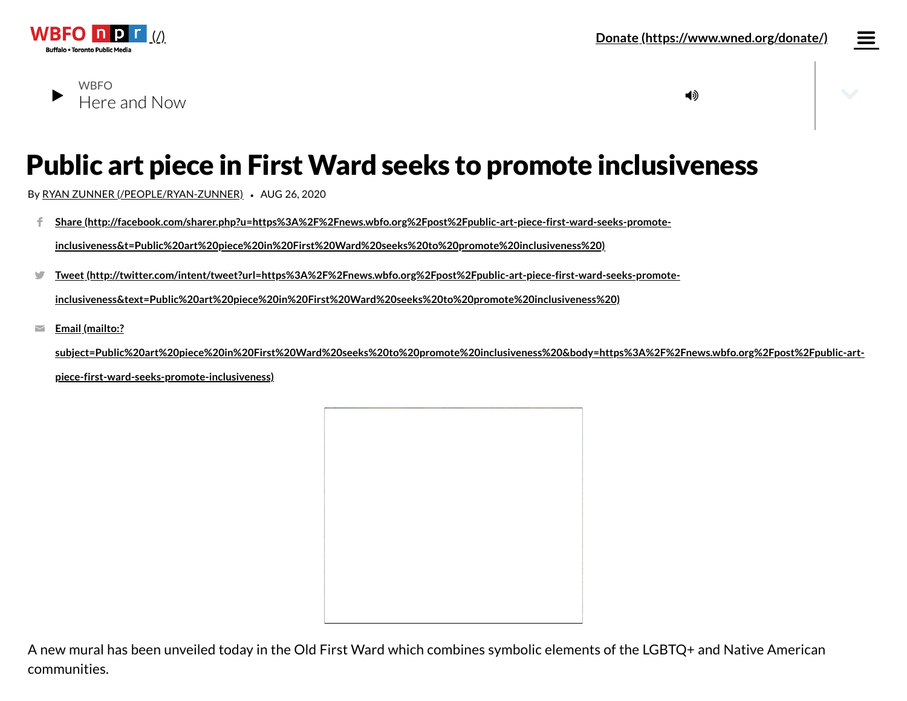WBFO npr (/)

Buffalo • Toronto Public Media

Donate (https://www.wned.org/donate/)

WBFO
Here and Now

# Public art piece in First Ward seeks to promote inclusiveness

By RYAN ZUNNER (/PEOPLE/RYAN-ZUNNER) • AUG 26, 2020

- Share (http://facebook.com/sharer.php?u=https%3A%2F%2Fnews.wbfo.org%2Fpost%2Fpublic-art-piece-first-ward-seeks-promote-inclusiveness&t=Public%20art%20piece%20in%20First%20Ward%20seeks%20to%20promote%20inclusiveness%20)
- Tweet (http://twitter.com/intent/tweet?url=https%3A%2F%2Fnews.wbfo.org%2Fpost%2Fpublic-art-piece-first-ward-seeks-promote-inclusiveness&text=Public%20art%20piece%20in%20First%20Ward%20seeks%20to%20promote%20inclusiveness%20)
- Email (mailto:?subject=Public%20art%20piece%20in%20First%20Ward%20seeks%20to%20promote%20inclusiveness%20&body=https%3A%2F%2Fnews.wbfo.org%2Fpost%2Fpublic-art-piece-first-ward-seeks-promote-inclusiveness)

A new mural has been unveiled today in the Old First Ward which combines symbolic elements of the LGBTQ+ and Native American communities.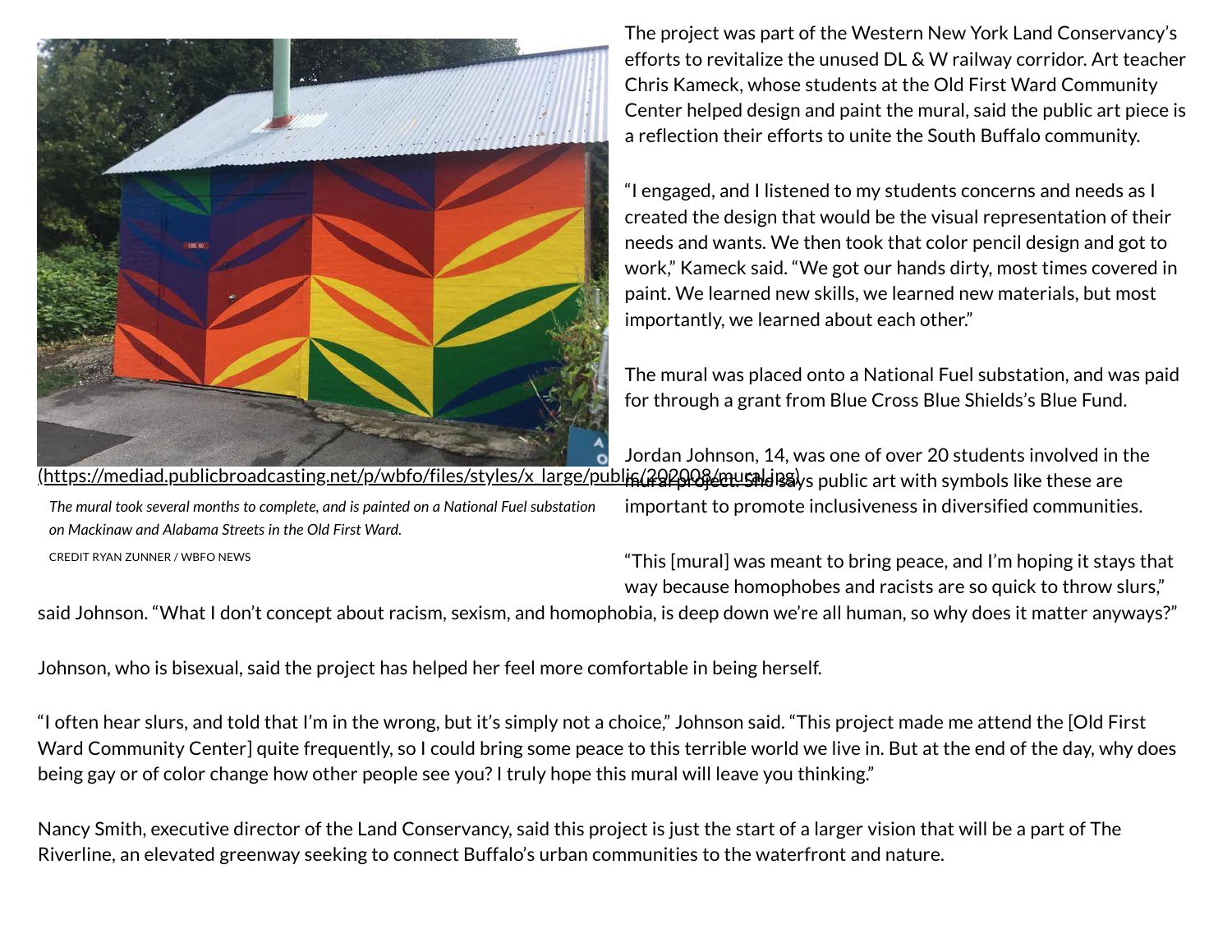(https://mediad.publicbroadcasting.net/p/wbfo/files/styles/x_large/public/202008/mural.jpg)

*The mural took several months to complete, and is painted on a National Fuel substation on Mackinaw and Alabama Streets in the Old First Ward.*

CREDIT RYAN ZUNNER / WBFO NEWS

The project was part of the Western New York Land Conservancy's efforts to revitalize the unused DL & W railway corridor. Art teacher Chris Kameck, whose students at the Old First Ward Community Center helped design and paint the mural, said the public art piece is a reflection their efforts to unite the South Buffalo community.

"I engaged, and I listened to my students concerns and needs as I created the design that would be the visual representation of their needs and wants. We then took that color pencil design and got to work," Kameck said. "We got our hands dirty, most times covered in paint. We learned new skills, we learned new materials, but most importantly, we learned about each other."

The mural was placed onto a National Fuel substation, and was paid for through a grant from Blue Cross Blue Shields's Blue Fund.

Jordan Johnson, 14, was one of over 20 students involved in the mural project. She says public art with symbols like these are important to promote inclusiveness in diversified communities.

"This [mural] was meant to bring peace, and I'm hoping it stays that way because homophobes and racists are so quick to throw slurs," said Johnson. "What I don't concept about racism, sexism, and homophobia, is deep down we're all human, so why does it matter anyways?"

Johnson, who is bisexual, said the project has helped her feel more comfortable in being herself.

"I often hear slurs, and told that I'm in the wrong, but it's simply not a choice," Johnson said. "This project made me attend the [Old First Ward Community Center] quite frequently, so I could bring some peace to this terrible world we live in. But at the end of the day, why does being gay or of color change how other people see you? I truly hope this mural will leave you thinking."

Nancy Smith, executive director of the Land Conservancy, said this project is just the start of a larger vision that will be a part of The Riverline, an elevated greenway seeking to connect Buffalo's urban communities to the waterfront and nature.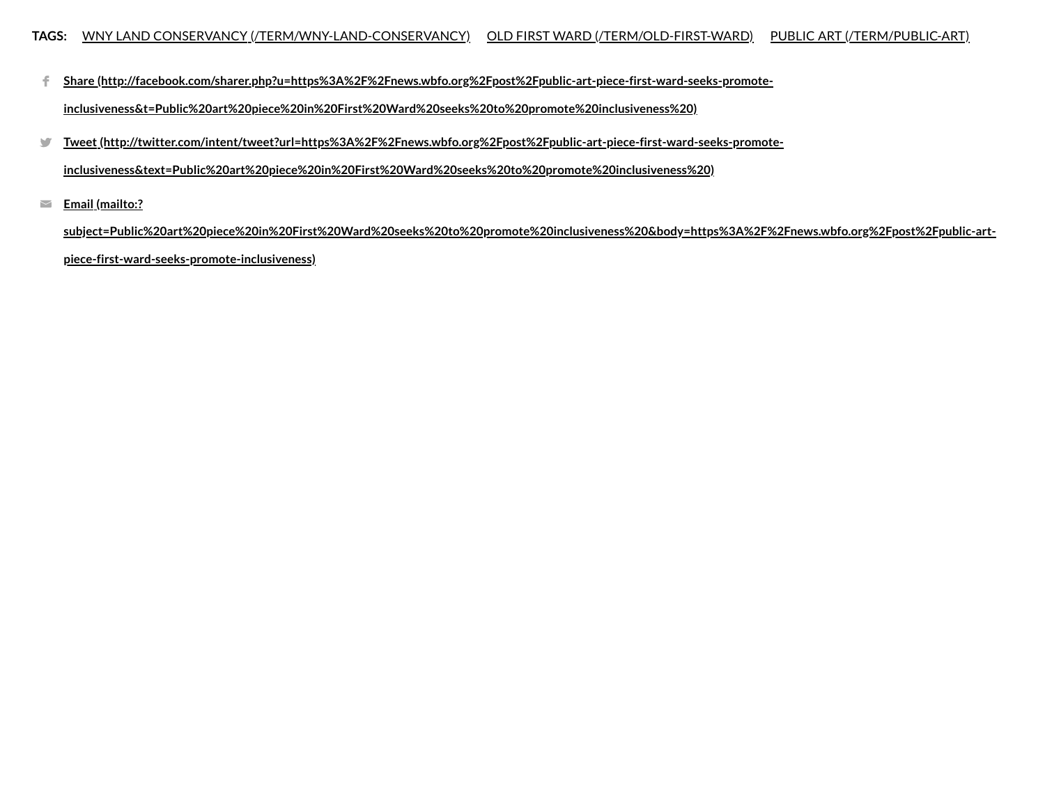**TAGS:** WNY LAND CONSERVANCY (/TERM/WNY-LAND-CONSERVANCY) OLD FIRST WARD (/TERM/OLD-FIRST-WARD) PUBLIC ART (/TERM/PUBLIC-ART)

- **Share (http://facebook.com/sharer.php?u=https%3A%2F%2Fnews.wbfo.org%2Fpost%2Fpublic-art-piece-first-ward-seeks-promote-inclusiveness&t=Public%20art%20piece%20in%20First%20Ward%20seeks%20to%20promote%20inclusiveness%20)**
- **Tweet (http://twitter.com/intent/tweet?url=https%3A%2F%2Fnews.wbfo.org%2Fpost%2Fpublic-art-piece-first-ward-seeks-promote-inclusiveness&text=Public%20art%20piece%20in%20First%20Ward%20seeks%20to%20promote%20inclusiveness%20)**
- **Email (mailto:?subject=Public%20art%20piece%20in%20First%20Ward%20seeks%20to%20promote%20inclusiveness%20&body=https%3A%2F%2Fnews.wbfo.org%2Fpost%2Fpublic-art-piece-first-ward-seeks-promote-inclusiveness)**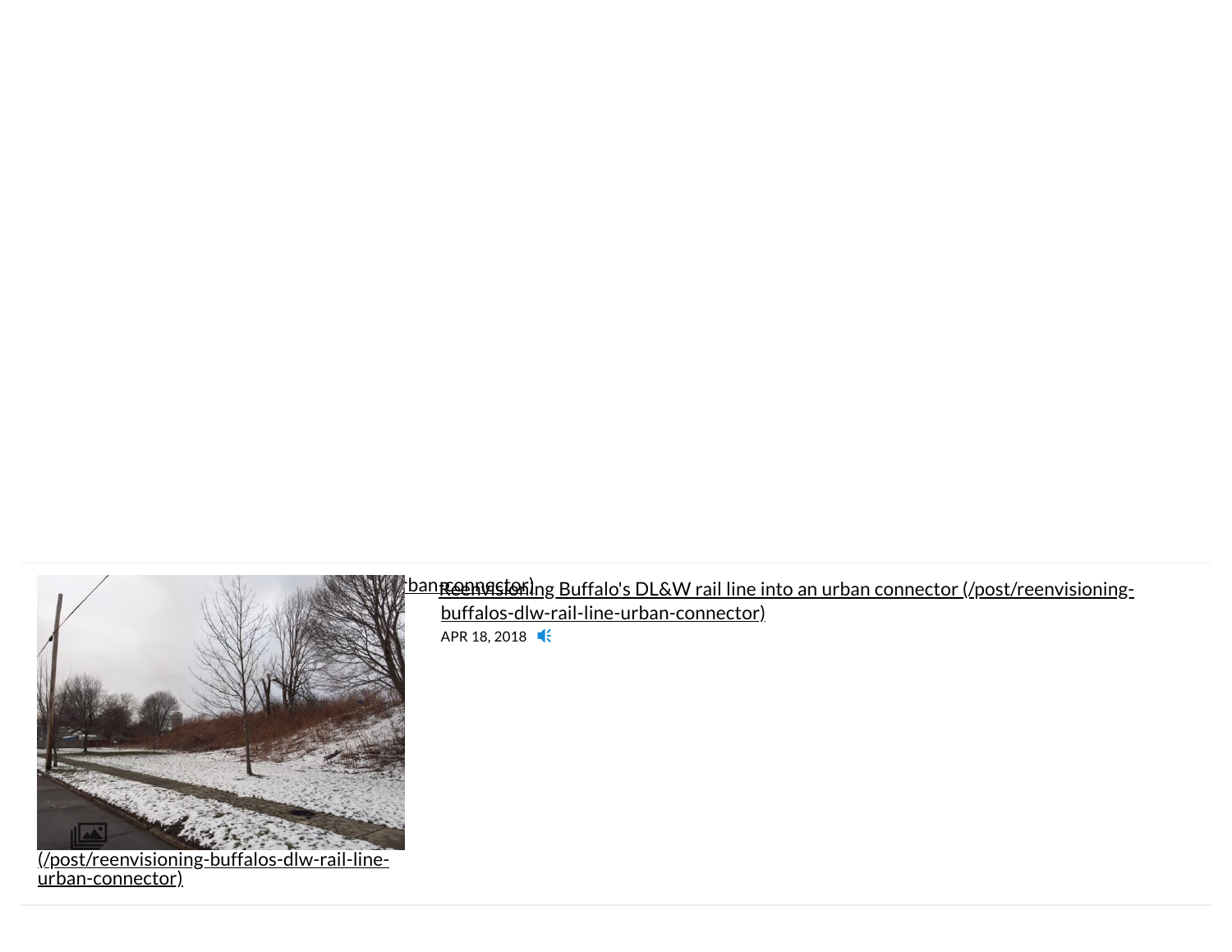[Reenvisioning Buffalo's DL&W rail line into an urban connector (/post/reenvisioning-buffalos-dlw-rail-line-urban-connector)

APR 18, 2018

(/post/reenvisioning-buffalos-dlw-rail-line-urban-connector)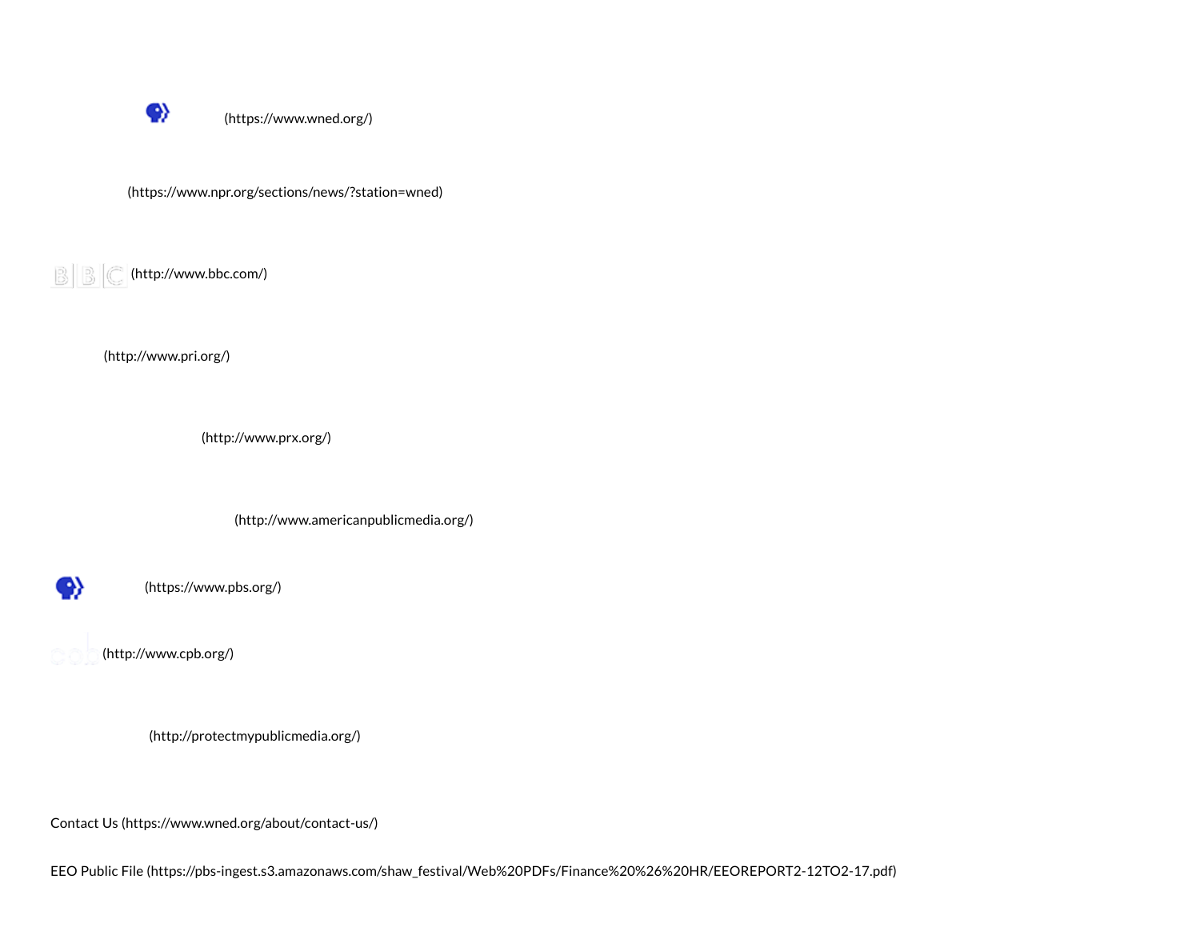(https://www.wned.org/)

(https://www.npr.org/sections/news/?station=wned)

(http://www.bbc.com/)

(http://www.pri.org/)

(http://www.prx.org/)

(http://www.americanpublicmedia.org/)

(https://www.pbs.org/)

(http://www.cpb.org/)

(http://protectmypublicmedia.org/)

Contact Us (https://www.wned.org/about/contact-us/)

EEO Public File (https://pbs-ingest.s3.amazonaws.com/shaw_festival/Web%20PDFs/Finance%20%26%20HR/EEOREPORT2-12TO2-17.pdf)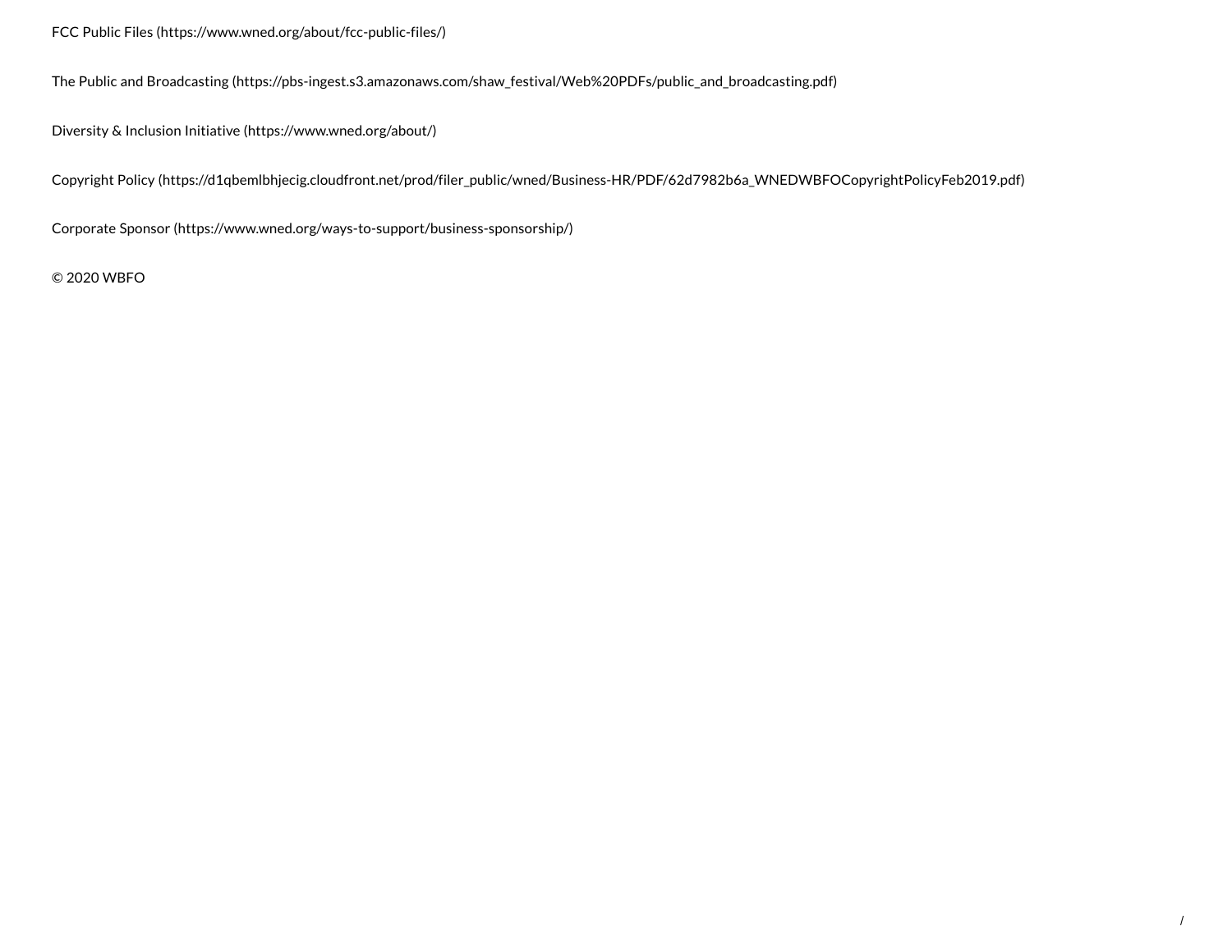FCC Public Files (https://www.wned.org/about/fcc-public-files/)

The Public and Broadcasting (https://pbs-ingest.s3.amazonaws.com/shaw_festival/Web%20PDFs/public_and_broadcasting.pdf)

Diversity & Inclusion Initiative (https://www.wned.org/about/)

Copyright Policy (https://d1qbemlbhjecig.cloudfront.net/prod/filer_public/wned/Business-HR/PDF/62d7982b6a_WNEDWBFOCopyrightPolicyFeb2019.pdf)

Corporate Sponsor (https://www.wned.org/ways-to-support/business-sponsorship/)

© 2020 WBFO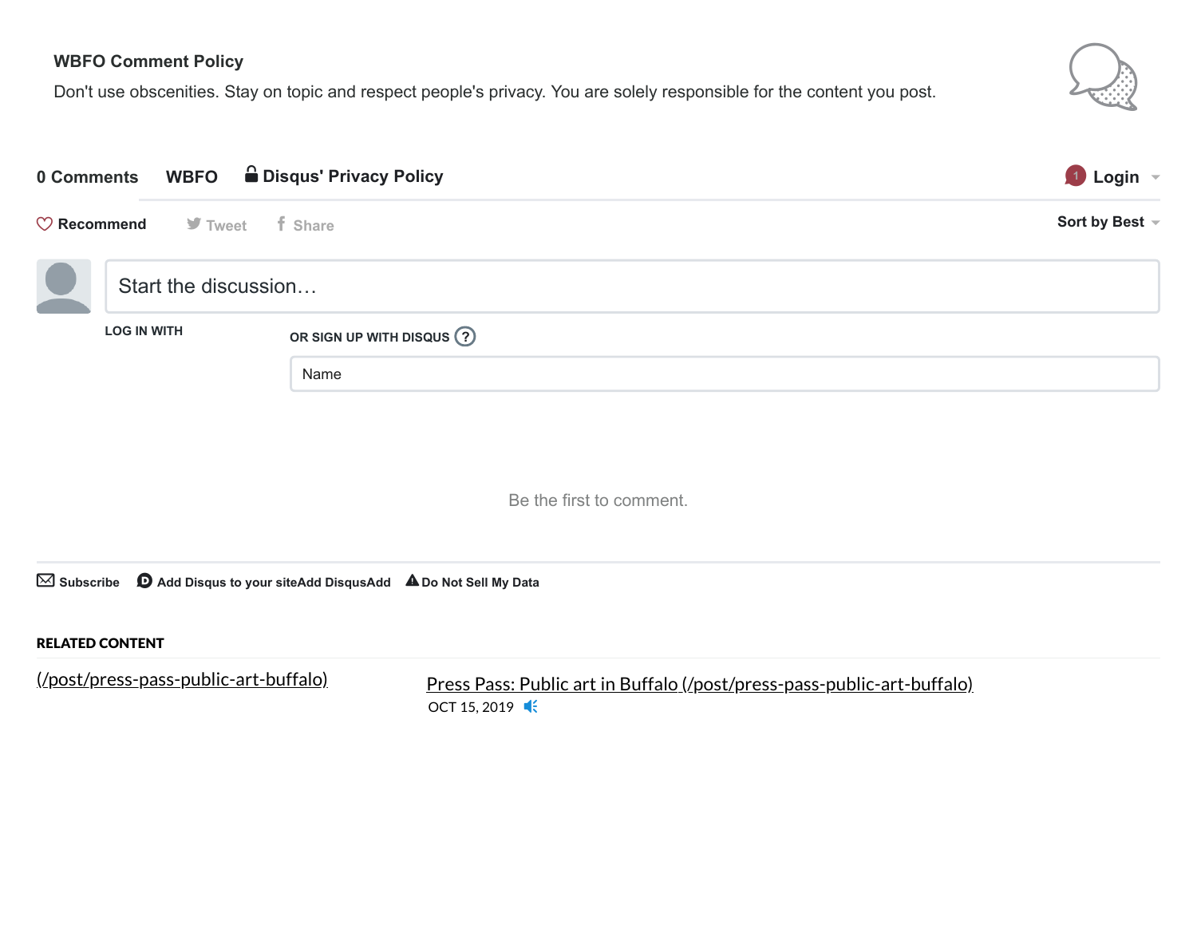**WBFO Comment Policy**

Don't use obscenities. Stay on topic and respect people's privacy. You are solely responsible for the content you post.

0 Comments WBFO Disqus' Privacy Policy 1 Login

Recommend Tweet Share Sort by Best

Start the discussion…

LOG IN WITH

OR SIGN UP WITH DISQUS ?

Name

Be the first to comment.

Subscribe Add Disqus to your siteAdd DisqusAdd Do Not Sell My Data

**RELATED CONTENT**

(/post/press-pass-public-art-buffalo)

Press Pass: Public art in Buffalo (/post/press-pass-public-art-buffalo)
OCT 15, 2019